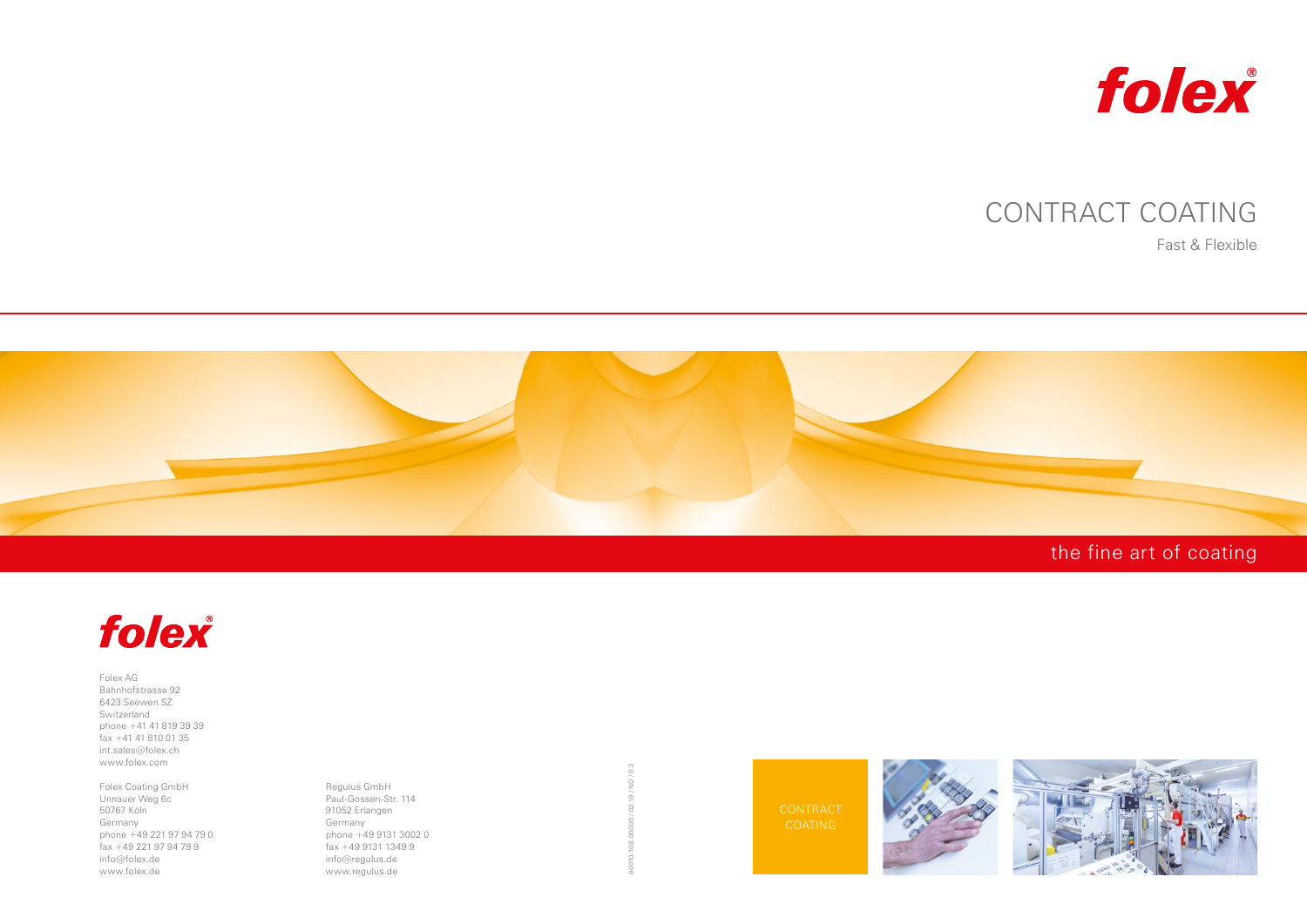folex®

# CONTRACT COATING

Fast & Flexible

the fine art of coating

folex®

Folex AG
Bahnhofstrasse 92
6423 Seewen SZ
Switzerland
phone +41 41 819 39 39
fax +41 41 810 01 35
int.sales@folex.ch
www.folex.com

Folex Coating GmbH
Unnauer Weg 6c
50767 Köln
Germany
phone +49 221 97 94 79 0
fax +49 221 97 94 79 9
info@folex.de
www.folex.de

Regulus GmbH
Paul-Gossen-Str. 114
91052 Erlangen
Germany
phone +49 9131 3002 0
fax +49 9131 1349 9
info@regulus.de
www.regulus.de

90010.108.00000 / 02.19 / ND / 0.3

CONTRACT COATING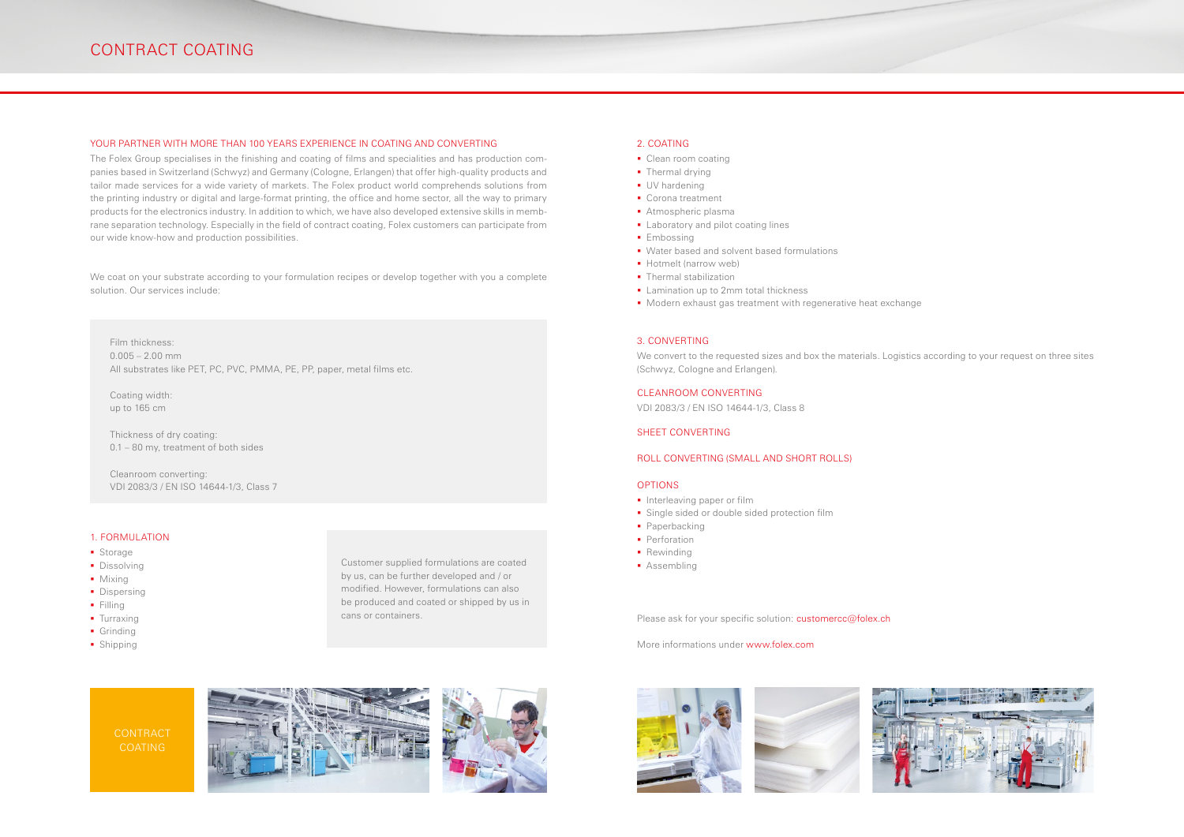# CONTRACT COATING

## YOUR PARTNER WITH MORE THAN 100 YEARS EXPERIENCE IN COATING AND CONVERTING

The Folex Group specialises in the finishing and coating of films and specialities and has production companies based in Switzerland (Schwyz) and Germany (Cologne, Erlangen) that offer high-quality products and tailor made services for a wide variety of markets. The Folex product world comprehends solutions from the printing industry or digital and large-format printing, the office and home sector, all the way to primary products for the electronics industry. In addition to which, we have also developed extensive skills in membrane separation technology. Especially in the field of contract coating, Folex customers can participate from our wide know-how and production possibilities.

We coat on your substrate according to your formulation recipes or develop together with you a complete solution. Our services include:

Film thickness:
0.005 – 2.00 mm
All substrates like PET, PC, PVC, PMMA, PE, PP, paper, metal films etc.

Coating width:
up to 165 cm

Thickness of dry coating:
0.1 – 80 my, treatment of both sides

Cleanroom converting:
VDI 2083/3 / EN ISO 14644-1/3, Class 7

## 1. FORMULATION

- Storage
- Dissolving
- Mixing
- Dispersing
- Filling
- Turraxing
- Grinding
- Shipping

Customer supplied formulations are coated by us, can be further developed and / or modified. However, formulations can also be produced and coated or shipped by us in cans or containers.

CONTRACT COATING

## 2. COATING

- Clean room coating
- Thermal drying
- UV hardening
- Corona treatment
- Atmospheric plasma
- Laboratory and pilot coating lines
- Embossing
- Water based and solvent based formulations
- Hotmelt (narrow web)
- Thermal stabilization
- Lamination up to 2mm total thickness
- Modern exhaust gas treatment with regenerative heat exchange

## 3. CONVERTING

We convert to the requested sizes and box the materials. Logistics according to your request on three sites (Schwyz, Cologne and Erlangen).

### CLEANROOM CONVERTING

VDI 2083/3 / EN ISO 14644-1/3, Class 8

### SHEET CONVERTING

### ROLL CONVERTING (SMALL AND SHORT ROLLS)

### OPTIONS

- Interleaving paper or film
- Single sided or double sided protection film
- Paperbacking
- Perforation
- Rewinding
- Assembling

Please ask for your specific solution: customercc@folex.ch

More informations under www.folex.com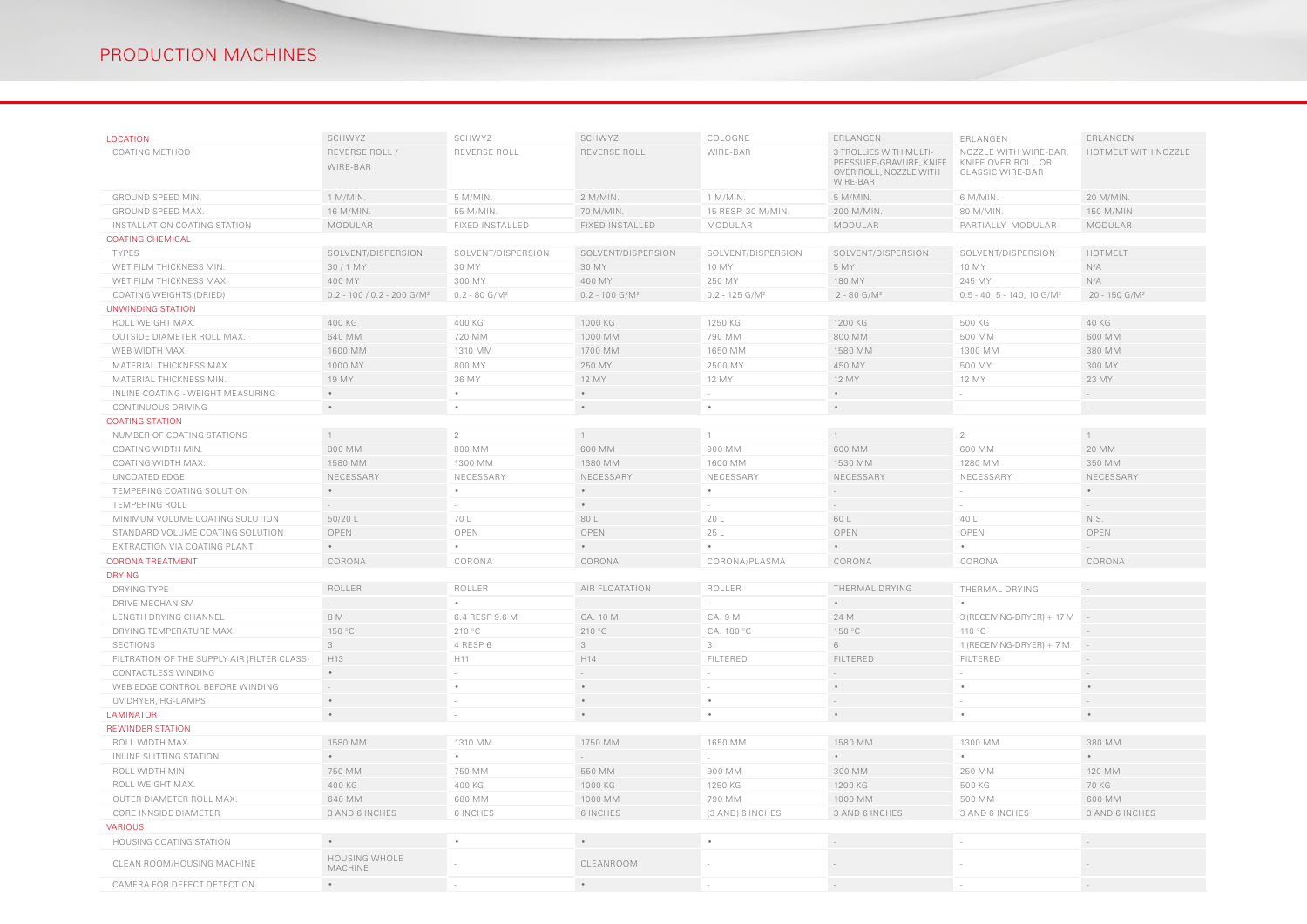# PRODUCTION MACHINES

| LOCATION | SCHWYZ | SCHWYZ | SCHWYZ | COLOGNE | ERLANGEN | ERLANGEN | ERLANGEN |
|---|---|---|---|---|---|---|---|
| COATING METHOD | REVERSE ROLL / WIRE-BAR | REVERSE ROLL | REVERSE ROLL | WIRE-BAR | 3 TROLLIES WITH MULTI-PRESSURE-GRAVURE, KNIFE OVER ROLL, NOZZLE WITH WIRE-BAR | NOZZLE WITH WIRE-BAR, KNIFE OVER ROLL OR CLASSIC WIRE-BAR | HOTMELT WITH NOZZLE |
| GROUND SPEED MIN. | 1 M/MIN. | 5 M/MIN. | 2 M/MIN. | 1 M/MIN. | 5 M/MIN. | 6 M/MIN. | 20 M/MIN. |
| GROUND SPEED MAX. | 16 M/MIN. | 55 M/MIN. | 70 M/MIN. | 15 RESP. 30 M/MIN. | 200 M/MIN. | 80 M/MIN. | 150 M/MIN. |
| INSTALLATION COATING STATION | MODULAR | FIXED INSTALLED | FIXED INSTALLED | MODULAR | MODULAR | PARTIALLY MODULAR | MODULAR |
| COATING CHEMICAL | | | | | | | |
| TYPES | SOLVENT/DISPERSION | SOLVENT/DISPERSION | SOLVENT/DISPERSION | SOLVENT/DISPERSION | SOLVENT/DISPERSION | SOLVENT/DISPERSION | HOTMELT |
| WET FILM THICKNESS MIN. | 30 / 1 MY | 30 MY | 30 MY | 10 MY | 5 MY | 10 MY | N/A |
| WET FILM THICKNESS MAX. | 400 MY | 300 MY | 400 MY | 250 MY | 180 MY | 245 MY | N/A |
| COATING WEIGHTS (DRIED) | 0.2 - 100 / 0.2 - 200 G/M² | 0.2 - 80 G/M² | 0.2 - 100 G/M² | 0.2 - 125 G/M² | 2 - 80 G/M² | 0.5 - 40, 5 - 140, 10 G/M² | 20 - 150 G/M² |
| UNWINDING STATION | | | | | | | |
| ROLL WEIGHT MAX. | 400 KG | 400 KG | 1000 KG | 1250 KG | 1200 KG | 500 KG | 40 KG |
| OUTSIDE DIAMETER ROLL MAX. | 640 MM | 720 MM | 1000 MM | 790 MM | 800 MM | 500 MM | 600 MM |
| WEB WIDTH MAX. | 1600 MM | 1310 MM | 1700 MM | 1650 MM | 1580 MM | 1300 MM | 380 MM |
| MATERIAL THICKNESS MAX. | 1000 MY | 800 MY | 250 MY | 2500 MY | 450 MY | 500 MY | 300 MY |
| MATERIAL THICKNESS MIN. | 19 MY | 36 MY | 12 MY | 12 MY | 12 MY | 12 MY | 23 MY |
| INLINE COATING - WEIGHT MEASURING | • | • | • | - | • | - | - |
| CONTINUOUS DRIVING | • | • | • | • | • | - | - |
| COATING STATION | | | | | | | |
| NUMBER OF COATING STATIONS | 1 | 2 | 1 | 1 | 1 | 2 | 1 |
| COATING WIDTH MIN. | 800 MM | 800 MM | 600 MM | 900 MM | 600 MM | 600 MM | 20 MM |
| COATING WIDTH MAX. | 1580 MM | 1300 MM | 1680 MM | 1600 MM | 1530 MM | 1280 MM | 350 MM |
| UNCOATED EDGE | NECESSARY | NECESSARY | NECESSARY | NECESSARY | NECESSARY | NECESSARY | NECESSARY |
| TEMPERING COATING SOLUTION | • | • | • | • | - | - | • |
| TEMPERING ROLL | - | - | • | - | - | - | - |
| MINIMUM VOLUME COATING SOLUTION | 50/20 L | 70 L | 80 L | 20 L | 60 L | 40 L | N.S. |
| STANDARD VOLUME COATING SOLUTION | OPEN | OPEN | OPEN | 25 L | OPEN | OPEN | OPEN |
| EXTRACTION VIA COATING PLANT | • | • | • | • | • | • | - |
| CORONA TREATMENT | CORONA | CORONA | CORONA | CORONA/PLASMA | CORONA | CORONA | CORONA |
| DRYING | | | | | | | |
| DRYING TYPE | ROLLER | ROLLER | AIR FLOATATION | ROLLER | THERMAL DRYING | THERMAL DRYING | - |
| DRIVE MECHANISM | - | • | - | - | • | • | - |
| LENGTH DRYING CHANNEL | 8 M | 6.4 RESP 9.6 M | CA. 10 M | CA. 9 M | 24 M | 3 (RECEIVING-DRYER) + 17 M | - |
| DRYING TEMPERATURE MAX. | 150 °C | 210 °C | 210 °C | CA. 180 °C | 150 °C | 110 °C | - |
| SECTIONS | 3 | 4 RESP 6 | 3 | 3 | 6 | 1 (RECEIVING-DRYER) + 7 M | - |
| FILTRATION OF THE SUPPLY AIR (FILTER CLASS) | H13 | H11 | H14 | FILTERED | FILTERED | FILTERED | - |
| CONTACTLESS WINDING | • | - | - | - | - | - | - |
| WEB EDGE CONTROL BEFORE WINDING | - | • | • | - | • | • | • |
| UV DRYER, HG-LAMPS | • | - | • | • | - | - | - |
| LAMINATOR | • | - | • | • | • | • | • |
| REWINDER STATION | | | | | | | |
| ROLL WIDTH MAX. | 1580 MM | 1310 MM | 1750 MM | 1650 MM | 1580 MM | 1300 MM | 380 MM |
| INLINE SLITTING STATION | • | • | - | - | • | • | • |
| ROLL WIDTH MIN. | 750 MM | 750 MM | 550 MM | 900 MM | 300 MM | 250 MM | 120 MM |
| ROLL WEIGHT MAX. | 400 KG | 400 KG | 1000 KG | 1250 KG | 1200 KG | 500 KG | 70 KG |
| OUTER DIAMETER ROLL MAX. | 640 MM | 680 MM | 1000 MM | 790 MM | 1000 MM | 500 MM | 600 MM |
| CORE INNSIDE DIAMETER | 3 AND 6 INCHES | 6 INCHES | 6 INCHES | (3 AND) 6 INCHES | 3 AND 6 INCHES | 3 AND 6 INCHES | 3 AND 6 INCHES |
| VARIOUS | | | | | | | |
| HOUSING COATING STATION | • | • | • | • | - | - | - |
| CLEAN ROOM/HOUSING MACHINE | HOUSING WHOLE MACHINE | - | CLEANROOM | - | - | - | - |
| CAMERA FOR DEFECT DETECTION | • | - | • | - | - | - | - |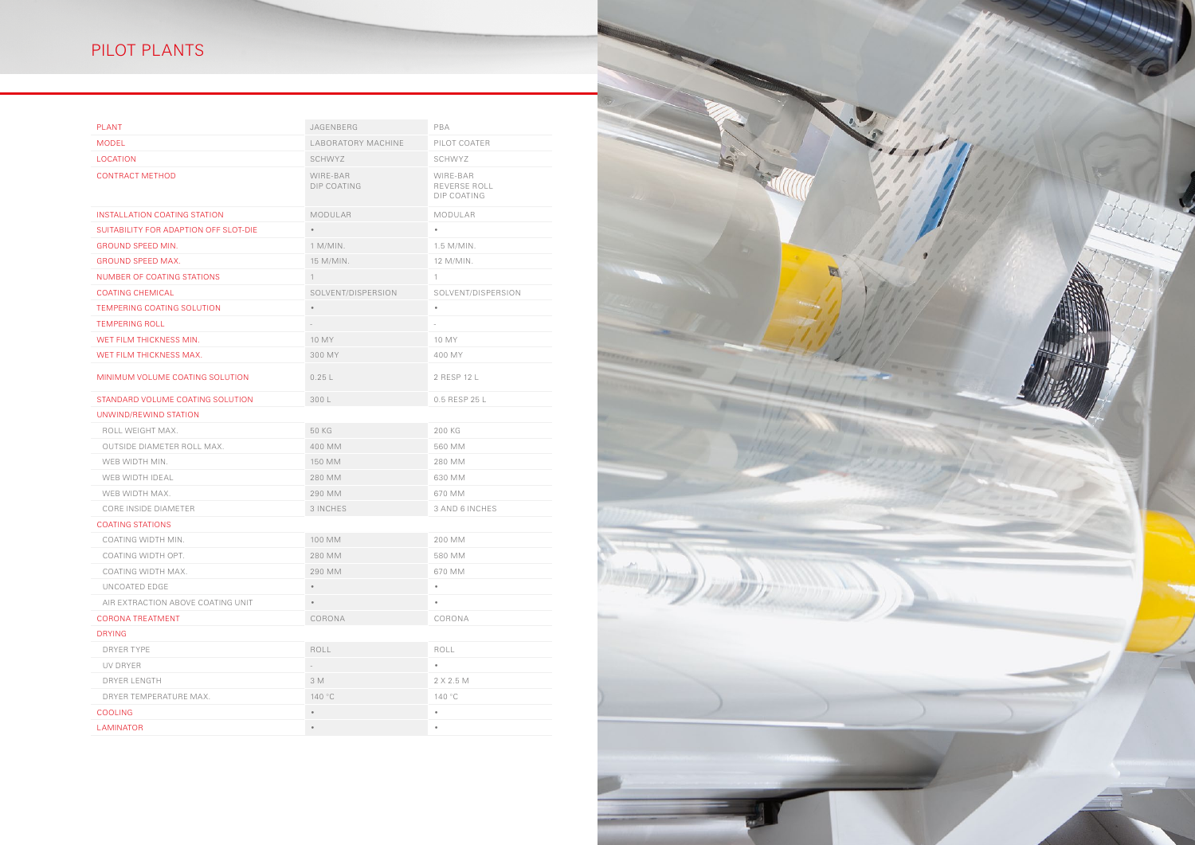# PILOT PLANTS

| PLANT | JAGENBERG | PBA |
|---|---|---|
| MODEL | LABORATORY MACHINE | PILOT COATER |
| LOCATION | SCHWYZ | SCHWYZ |
| CONTRACT METHOD | WIRE-BAR<br>DIP COATING | WIRE-BAR<br>REVERSE ROLL<br>DIP COATING |
| INSTALLATION COATING STATION | MODULAR | MODULAR |
| SUITABILITY FOR ADAPTION OFF SLOT-DIE | • | • |
| GROUND SPEED MIN. | 1 M/MIN. | 1.5 M/MIN. |
| GROUND SPEED MAX. | 15 M/MIN. | 12 M/MIN. |
| NUMBER OF COATING STATIONS | 1 | 1 |
| COATING CHEMICAL | SOLVENT/DISPERSION | SOLVENT/DISPERSION |
| TEMPERING COATING SOLUTION | • | • |
| TEMPERING ROLL | - | - |
| WET FILM THICKNESS MIN. | 10 MY | 10 MY |
| WET FILM THICKNESS MAX. | 300 MY | 400 MY |
| MINIMUM VOLUME COATING SOLUTION | 0.25 L | 2 RESP 12 L |
| STANDARD VOLUME COATING SOLUTION | 300 L | 0.5 RESP 25 L |
| UNWIND/REWIND STATION | | |
| ROLL WEIGHT MAX. | 50 KG | 200 KG |
| OUTSIDE DIAMETER ROLL MAX. | 400 MM | 560 MM |
| WEB WIDTH MIN. | 150 MM | 280 MM |
| WEB WIDTH IDEAL | 280 MM | 630 MM |
| WEB WIDTH MAX. | 290 MM | 670 MM |
| CORE INSIDE DIAMETER | 3 INCHES | 3 AND 6 INCHES |
| COATING STATIONS | | |
| COATING WIDTH MIN. | 100 MM | 200 MM |
| COATING WIDTH OPT. | 280 MM | 580 MM |
| COATING WIDTH MAX. | 290 MM | 670 MM |
| UNCOATED EDGE | • | • |
| AIR EXTRACTION ABOVE COATING UNIT | • | • |
| CORONA TREATMENT | CORONA | CORONA |
| DRYING | | |
| DRYER TYPE | ROLL | ROLL |
| UV DRYER | - | • |
| DRYER LENGTH | 3 M | 2 X 2.5 M |
| DRYER TEMPERATURE MAX. | 140 °C | 140 °C |
| COOLING | • | • |
| LAMINATOR | • | • |